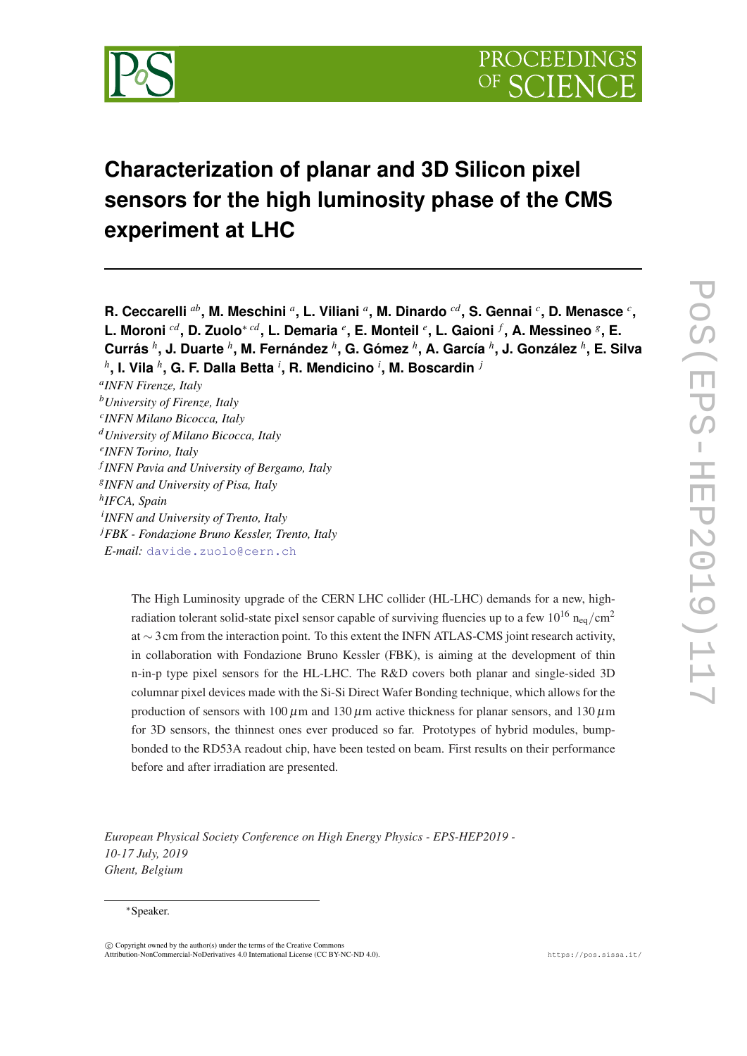# Characterization of planar and 3D Silicon pixel sensors for the high luminosity phase of the CMS experiment at LHC

**R. Ceccarelli [ab], M. Meschini [a], L. Viliani [a], M. Dinardo [cd], S. Gennai [c], D. Menasce [c], L. Moroni [cd], D. Zuolo∗ [cd], L. Demaria [e], E. Monteil [e], L. Gaioni [f], A. Messineo [g], E. Currás [h], J. Duarte [h], M. Fernández [h], G. Gómez [h], A. García [h], J. González [h], E. Silva [h], I. Vila [h], G. F. Dalla Betta [i], R. Mendicino [i], M. Boscardin [j]**

[a]*INFN Firenze, Italy*
[b]*University of Firenze, Italy*
[c]*INFN Milano Bicocca, Italy*
[d]*University of Milano Bicocca, Italy*
[e]*INFN Torino, Italy*
[f]*INFN Pavia and University of Bergamo, Italy*
[g]*INFN and University of Pisa, Italy*
[h]*IFCA, Spain*
[i]*INFN and University of Trento, Italy*
[j]*FBK - Fondazione Bruno Kessler, Trento, Italy*
*E-mail:* davide.zuolo@cern.ch

The High Luminosity upgrade of the CERN LHC collider (HL-LHC) demands for a new, high-radiation tolerant solid-state pixel sensor capable of surviving fluencies up to a few $10^{16}$ $\mathrm{n_{eq}/cm^2}$ at $\sim 3$ cm from the interaction point. To this extent the INFN ATLAS-CMS joint research activity, in collaboration with Fondazione Bruno Kessler (FBK), is aiming at the development of thin n-in-p type pixel sensors for the HL-LHC. The R&D covers both planar and single-sided 3D columnar pixel devices made with the Si-Si Direct Wafer Bonding technique, which allows for the production of sensors with 100 $\mu$m and 130 $\mu$m active thickness for planar sensors, and 130 $\mu$m for 3D sensors, the thinnest ones ever produced so far. Prototypes of hybrid modules, bump-bonded to the RD53A readout chip, have been tested on beam. First results on their performance before and after irradiation are presented.

*European Physical Society Conference on High Energy Physics - EPS-HEP2019 -*
*10-17 July, 2019*
*Ghent, Belgium*

∗Speaker.

© Copyright owned by the author(s) under the terms of the Creative Commons Attribution-NonCommercial-NoDerivatives 4.0 International License (CC BY-NC-ND 4.0).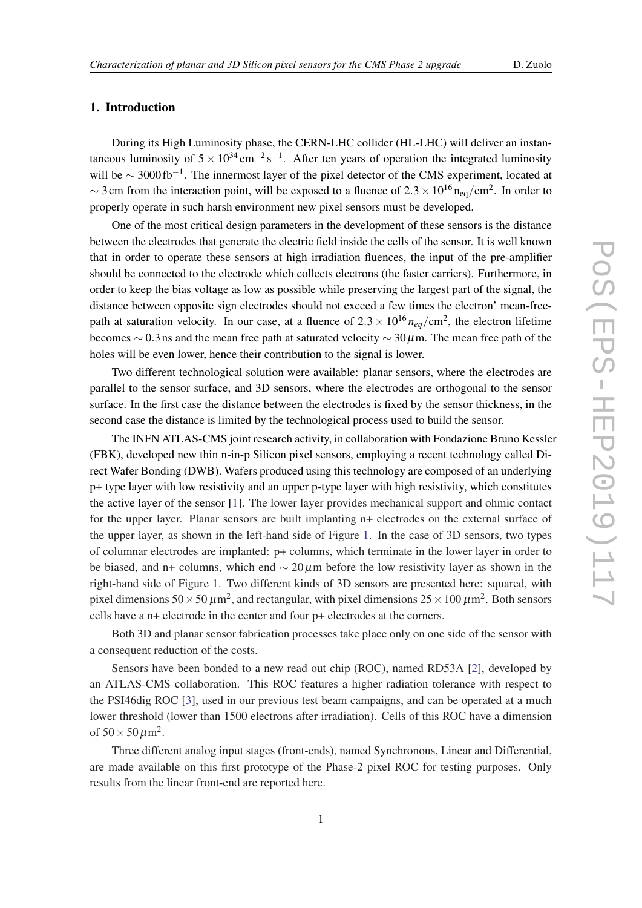## 1. Introduction

During its High Luminosity phase, the CERN-LHC collider (HL-LHC) will deliver an instantaneous luminosity of $5 \times 10^{34}\,\mathrm{cm^{-2}\,s^{-1}}$. After ten years of operation the integrated luminosity will be $\sim 3000\,\mathrm{fb^{-1}}$. The innermost layer of the pixel detector of the CMS experiment, located at $\sim 3\,\mathrm{cm}$ from the interaction point, will be exposed to a fluence of $2.3 \times 10^{16}\,\mathrm{n_{eq}/cm^2}$. In order to properly operate in such harsh environment new pixel sensors must be developed.

One of the most critical design parameters in the development of these sensors is the distance between the electrodes that generate the electric field inside the cells of the sensor. It is well known that in order to operate these sensors at high irradiation fluences, the input of the pre-amplifier should be connected to the electrode which collects electrons (the faster carriers). Furthermore, in order to keep the bias voltage as low as possible while preserving the largest part of the signal, the distance between opposite sign electrodes should not exceed a few times the electron' mean-free-path at saturation velocity. In our case, at a fluence of $2.3 \times 10^{16}\,n_{eq}/\mathrm{cm}^2$, the electron lifetime becomes $\sim 0.3\,\mathrm{ns}$ and the mean free path at saturated velocity $\sim 30\,\mu\mathrm{m}$. The mean free path of the holes will be even lower, hence their contribution to the signal is lower.

Two different technological solution were available: planar sensors, where the electrodes are parallel to the sensor surface, and 3D sensors, where the electrodes are orthogonal to the sensor surface. In the first case the distance between the electrodes is fixed by the sensor thickness, in the second case the distance is limited by the technological process used to build the sensor.

The INFN ATLAS-CMS joint research activity, in collaboration with Fondazione Bruno Kessler (FBK), developed new thin n-in-p Silicon pixel sensors, employing a recent technology called Direct Wafer Bonding (DWB). Wafers produced using this technology are composed of an underlying p+ type layer with low resistivity and an upper p-type layer with high resistivity, which constitutes the active layer of the sensor [1]. The lower layer provides mechanical support and ohmic contact for the upper layer. Planar sensors are built implanting n+ electrodes on the external surface of the upper layer, as shown in the left-hand side of Figure 1. In the case of 3D sensors, two types of columnar electrodes are implanted: p+ columns, which terminate in the lower layer in order to be biased, and n+ columns, which end $\sim 20\,\mu\mathrm{m}$ before the low resistivity layer as shown in the right-hand side of Figure 1. Two different kinds of 3D sensors are presented here: squared, with pixel dimensions $50 \times 50\,\mu\mathrm{m}^2$, and rectangular, with pixel dimensions $25 \times 100\,\mu\mathrm{m}^2$. Both sensors cells have a n+ electrode in the center and four p+ electrodes at the corners.

Both 3D and planar sensor fabrication processes take place only on one side of the sensor with a consequent reduction of the costs.

Sensors have been bonded to a new read out chip (ROC), named RD53A [2], developed by an ATLAS-CMS collaboration. This ROC features a higher radiation tolerance with respect to the PSI46dig ROC [3], used in our previous test beam campaigns, and can be operated at a much lower threshold (lower than 1500 electrons after irradiation). Cells of this ROC have a dimension of $50 \times 50\,\mu\mathrm{m}^2$.

Three different analog input stages (front-ends), named Synchronous, Linear and Differential, are made available on this first prototype of the Phase-2 pixel ROC for testing purposes. Only results from the linear front-end are reported here.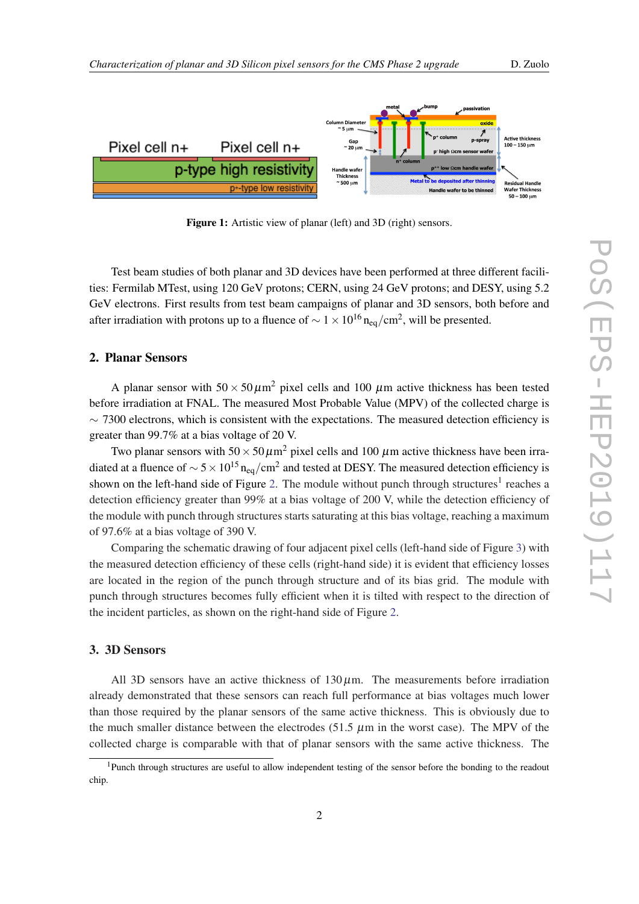Figure 1: Artistic view of planar (left) and 3D (right) sensors.

Test beam studies of both planar and 3D devices have been performed at three different facilities: Fermilab MTest, using 120 GeV protons; CERN, using 24 GeV protons; and DESY, using 5.2 GeV electrons. First results from test beam campaigns of planar and 3D sensors, both before and after irradiation with protons up to a fluence of $\sim 1 \times 10^{16}\,\mathrm{n_{eq}/cm^2}$, will be presented.

## 2. Planar Sensors

A planar sensor with $50 \times 50\,\mu\mathrm{m}^2$ pixel cells and 100 $\mu$m active thickness has been tested before irradiation at FNAL. The measured Most Probable Value (MPV) of the collected charge is $\sim$ 7300 electrons, which is consistent with the expectations. The measured detection efficiency is greater than 99.7% at a bias voltage of 20 V.

Two planar sensors with $50 \times 50\,\mu\mathrm{m}^2$ pixel cells and 100 $\mu$m active thickness have been irradiated at a fluence of $\sim 5 \times 10^{15}\,\mathrm{n_{eq}/cm^2}$ and tested at DESY. The measured detection efficiency is shown on the left-hand side of Figure 2. The module without punch through structures[1] reaches a detection efficiency greater than 99% at a bias voltage of 200 V, while the detection efficiency of the module with punch through structures starts saturating at this bias voltage, reaching a maximum of 97.6% at a bias voltage of 390 V.

Comparing the schematic drawing of four adjacent pixel cells (left-hand side of Figure 3) with the measured detection efficiency of these cells (right-hand side) it is evident that efficiency losses are located in the region of the punch through structure and of its bias grid. The module with punch through structures becomes fully efficient when it is tilted with respect to the direction of the incident particles, as shown on the right-hand side of Figure 2.

## 3. 3D Sensors

All 3D sensors have an active thickness of $130\,\mu$m. The measurements before irradiation already demonstrated that these sensors can reach full performance at bias voltages much lower than those required by the planar sensors of the same active thickness. This is obviously due to the much smaller distance between the electrodes (51.5 $\mu$m in the worst case). The MPV of the collected charge is comparable with that of planar sensors with the same active thickness. The

[1] Punch through structures are useful to allow independent testing of the sensor before the bonding to the readout chip.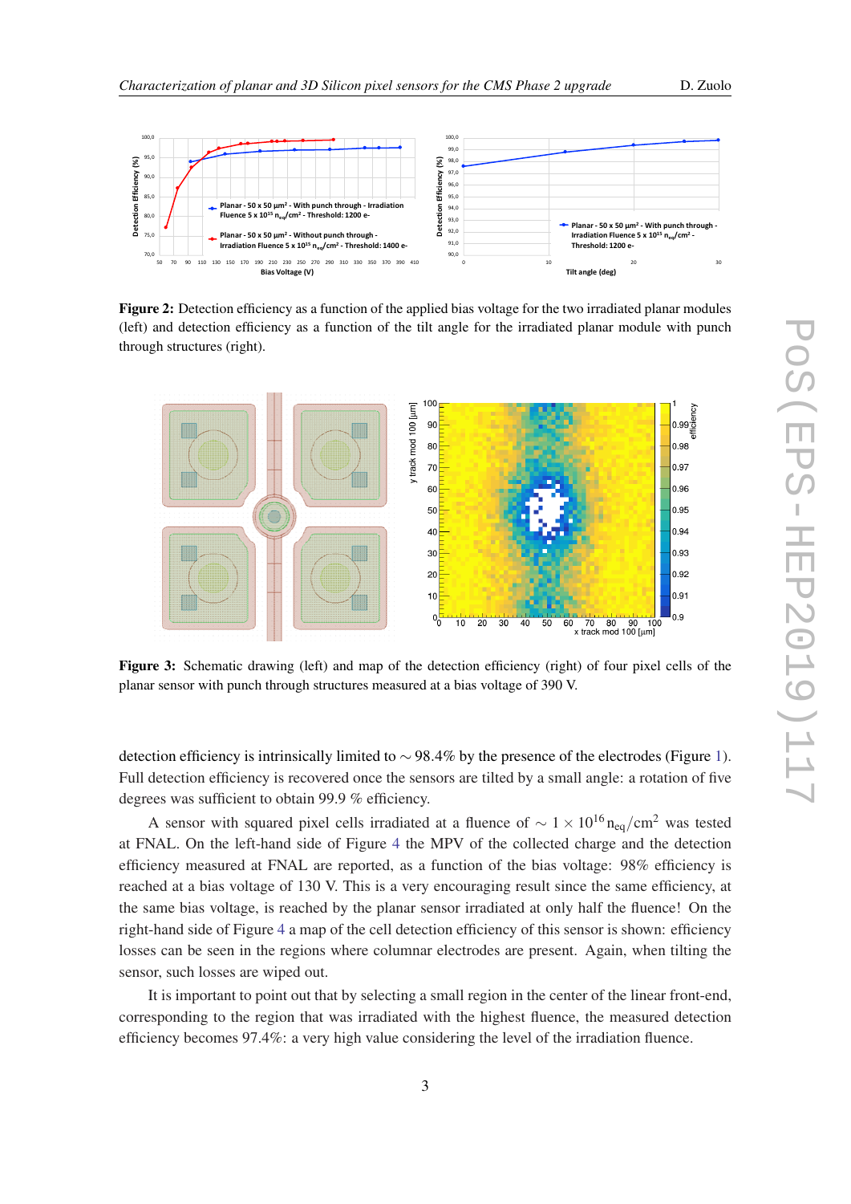**Figure 2:** Detection efficiency as a function of the applied bias voltage for the two irradiated planar modules (left) and detection efficiency as a function of the tilt angle for the irradiated planar module with punch through structures (right).

**Figure 3:** Schematic drawing (left) and map of the detection efficiency (right) of four pixel cells of the planar sensor with punch through structures measured at a bias voltage of 390 V.

detection efficiency is intrinsically limited to $\sim 98.4\%$ by the presence of the electrodes (Figure 1). Full detection efficiency is recovered once the sensors are tilted by a small angle: a rotation of five degrees was sufficient to obtain 99.9 % efficiency.

A sensor with squared pixel cells irradiated at a fluence of $\sim 1 \times 10^{16} \mathrm{n_{eq}/cm^2}$ was tested at FNAL. On the left-hand side of Figure 4 the MPV of the collected charge and the detection efficiency measured at FNAL are reported, as a function of the bias voltage: 98% efficiency is reached at a bias voltage of 130 V. This is a very encouraging result since the same efficiency, at the same bias voltage, is reached by the planar sensor irradiated at only half the fluence! On the right-hand side of Figure 4 a map of the cell detection efficiency of this sensor is shown: efficiency losses can be seen in the regions where columnar electrodes are present. Again, when tilting the sensor, such losses are wiped out.

It is important to point out that by selecting a small region in the center of the linear front-end, corresponding to the region that was irradiated with the highest fluence, the measured detection efficiency becomes 97.4%: a very high value considering the level of the irradiation fluence.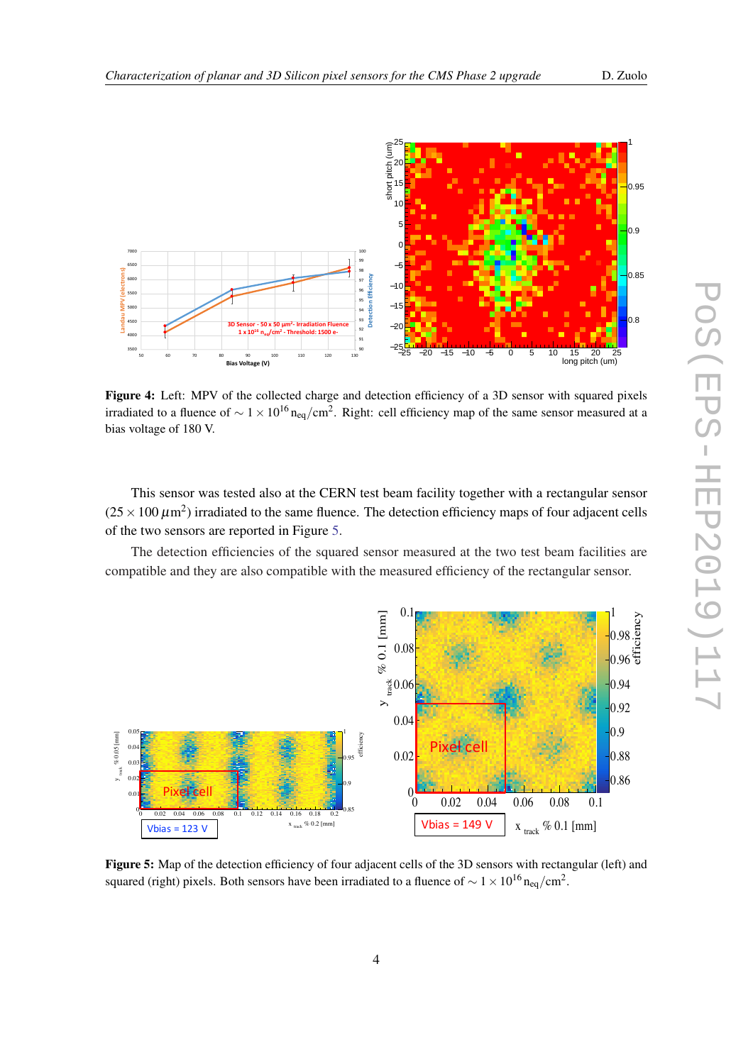**Figure 4:** Left: MPV of the collected charge and detection efficiency of a 3D sensor with squared pixels irradiated to a fluence of $\sim 1\times10^{16}\,\mathrm{n_{eq}/cm^2}$. Right: cell efficiency map of the same sensor measured at a bias voltage of 180 V.

This sensor was tested also at the CERN test beam facility together with a rectangular sensor ($25\times100\,\mu\mathrm{m}^2$) irradiated to the same fluence. The detection efficiency maps of four adjacent cells of the two sensors are reported in Figure 5.

The detection efficiencies of the squared sensor measured at the two test beam facilities are compatible and they are also compatible with the measured efficiency of the rectangular sensor.

**Figure 5:** Map of the detection efficiency of four adjacent cells of the 3D sensors with rectangular (left) and squared (right) pixels. Both sensors have been irradiated to a fluence of $\sim 1\times10^{16}\,\mathrm{n_{eq}/cm^2}$.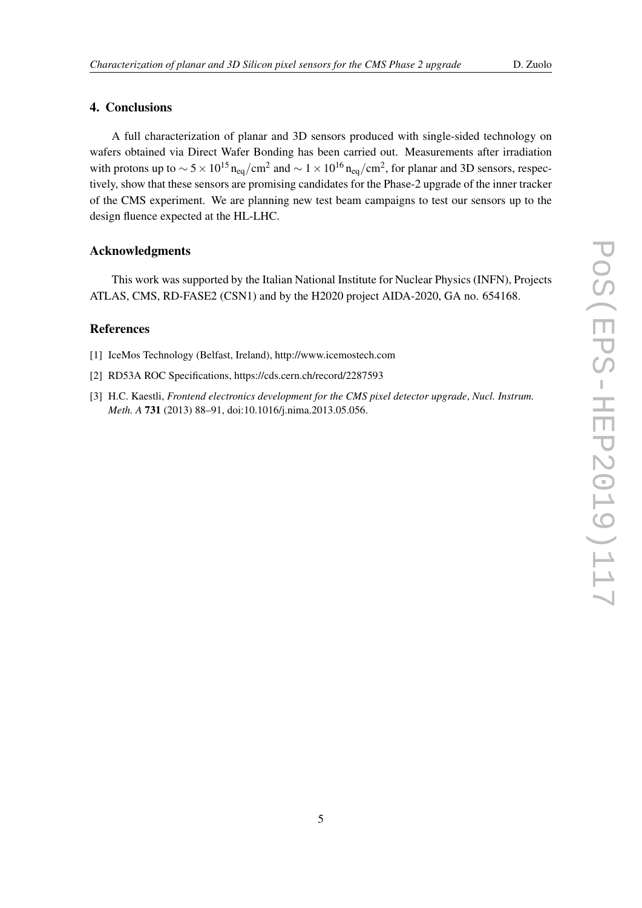## 4. Conclusions

A full characterization of planar and 3D sensors produced with single-sided technology on wafers obtained via Direct Wafer Bonding has been carried out. Measurements after irradiation with protons up to $\sim 5 \times 10^{15}\,\mathrm{n_{eq}}/\mathrm{cm}^2$ and $\sim 1 \times 10^{16}\,\mathrm{n_{eq}}/\mathrm{cm}^2$, for planar and 3D sensors, respectively, show that these sensors are promising candidates for the Phase-2 upgrade of the inner tracker of the CMS experiment. We are planning new test beam campaigns to test our sensors up to the design fluence expected at the HL-LHC.

## Acknowledgments

This work was supported by the Italian National Institute for Nuclear Physics (INFN), Projects ATLAS, CMS, RD-FASE2 (CSN1) and by the H2020 project AIDA-2020, GA no. 654168.

## References

[1] IceMos Technology (Belfast, Ireland), http://www.icemostech.com

[2] RD53A ROC Specifications, https://cds.cern.ch/record/2287593

[3] H.C. Kaestli, *Frontend electronics development for the CMS pixel detector upgrade*, *Nucl. Instrum. Meth. A* **731** (2013) 88–91, doi:10.1016/j.nima.2013.05.056.